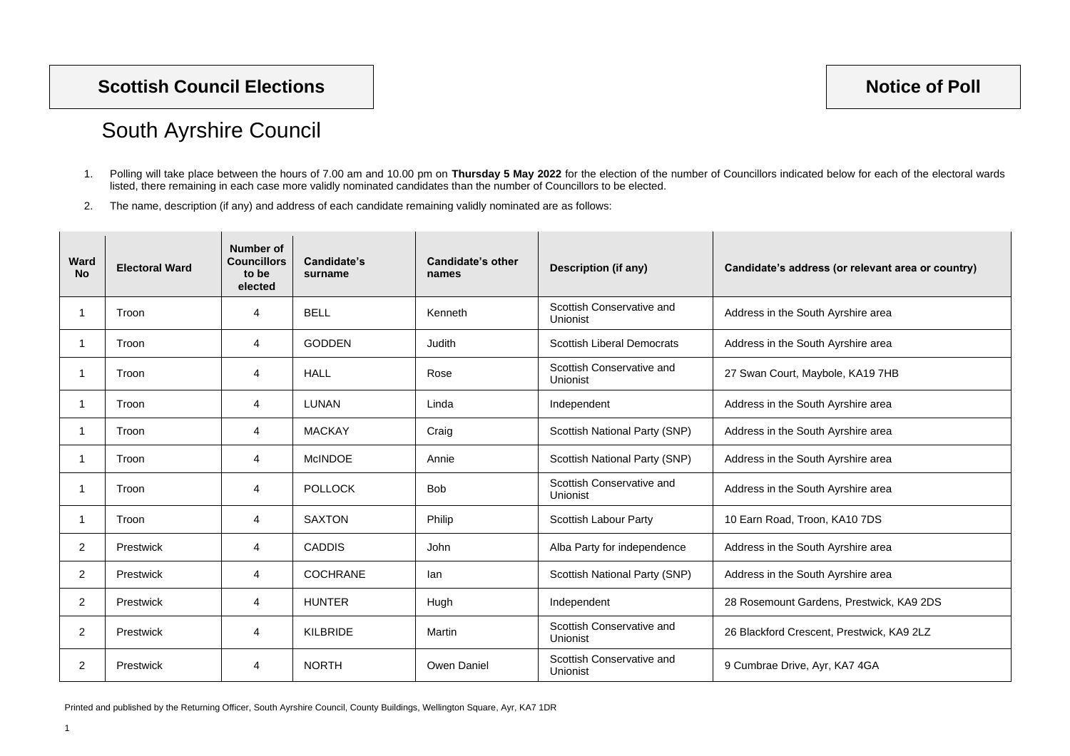# Scottish Council Elections

# Notice of Poll

## South Ayrshire Council

1. Polling will take place between the hours of 7.00 am and 10.00 pm on **Thursday 5 May 2022** for the election of the number of Councillors indicated below for each of the electoral wards listed, there remaining in each case more validly nominated candidates than the number of Councillors to be elected.

2. The name, description (if any) and address of each candidate remaining validly nominated are as follows:

| Ward No | Electoral Ward | Number of Councillors to be elected | Candidate's surname | Candidate's other names | Description (if any) | Candidate's address (or relevant area or country) |
|---|---|---|---|---|---|---|
| 1 | Troon | 4 | BELL | Kenneth | Scottish Conservative and Unionist | Address in the South Ayrshire area |
| 1 | Troon | 4 | GODDEN | Judith | Scottish Liberal Democrats | Address in the South Ayrshire area |
| 1 | Troon | 4 | HALL | Rose | Scottish Conservative and Unionist | 27 Swan Court, Maybole, KA19 7HB |
| 1 | Troon | 4 | LUNAN | Linda | Independent | Address in the South Ayrshire area |
| 1 | Troon | 4 | MACKAY | Craig | Scottish National Party (SNP) | Address in the South Ayrshire area |
| 1 | Troon | 4 | McINDOE | Annie | Scottish National Party (SNP) | Address in the South Ayrshire area |
| 1 | Troon | 4 | POLLOCK | Bob | Scottish Conservative and Unionist | Address in the South Ayrshire area |
| 1 | Troon | 4 | SAXTON | Philip | Scottish Labour Party | 10 Earn Road, Troon, KA10 7DS |
| 2 | Prestwick | 4 | CADDIS | John | Alba Party for independence | Address in the South Ayrshire area |
| 2 | Prestwick | 4 | COCHRANE | Ian | Scottish National Party (SNP) | Address in the South Ayrshire area |
| 2 | Prestwick | 4 | HUNTER | Hugh | Independent | 28 Rosemount Gardens, Prestwick, KA9 2DS |
| 2 | Prestwick | 4 | KILBRIDE | Martin | Scottish Conservative and Unionist | 26 Blackford Crescent, Prestwick, KA9 2LZ |
| 2 | Prestwick | 4 | NORTH | Owen Daniel | Scottish Conservative and Unionist | 9 Cumbrae Drive, Ayr, KA7 4GA |

Printed and published by the Returning Officer, South Ayrshire Council, County Buildings, Wellington Square, Ayr, KA7 1DR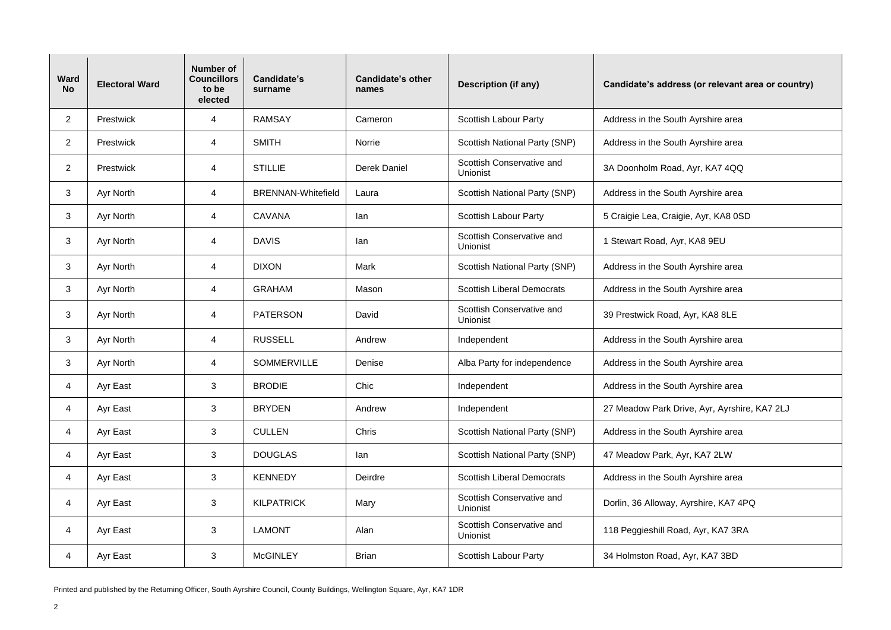| Ward No | Electoral Ward | Number of Councillors to be elected | Candidate's surname | Candidate's other names | Description (if any) | Candidate's address (or relevant area or country) |
|---|---|---|---|---|---|---|
| 2 | Prestwick | 4 | RAMSAY | Cameron | Scottish Labour Party | Address in the South Ayrshire area |
| 2 | Prestwick | 4 | SMITH | Norrie | Scottish National Party (SNP) | Address in the South Ayrshire area |
| 2 | Prestwick | 4 | STILLIE | Derek Daniel | Scottish Conservative and Unionist | 3A Doonholm Road, Ayr, KA7 4QQ |
| 3 | Ayr North | 4 | BRENNAN-Whitefield | Laura | Scottish National Party (SNP) | Address in the South Ayrshire area |
| 3 | Ayr North | 4 | CAVANA | Ian | Scottish Labour Party | 5 Craigie Lea, Craigie, Ayr, KA8 0SD |
| 3 | Ayr North | 4 | DAVIS | Ian | Scottish Conservative and Unionist | 1 Stewart Road, Ayr, KA8 9EU |
| 3 | Ayr North | 4 | DIXON | Mark | Scottish National Party (SNP) | Address in the South Ayrshire area |
| 3 | Ayr North | 4 | GRAHAM | Mason | Scottish Liberal Democrats | Address in the South Ayrshire area |
| 3 | Ayr North | 4 | PATERSON | David | Scottish Conservative and Unionist | 39 Prestwick Road, Ayr, KA8 8LE |
| 3 | Ayr North | 4 | RUSSELL | Andrew | Independent | Address in the South Ayrshire area |
| 3 | Ayr North | 4 | SOMMERVILLE | Denise | Alba Party for independence | Address in the South Ayrshire area |
| 4 | Ayr East | 3 | BRODIE | Chic | Independent | Address in the South Ayrshire area |
| 4 | Ayr East | 3 | BRYDEN | Andrew | Independent | 27 Meadow Park Drive, Ayr, Ayrshire, KA7 2LJ |
| 4 | Ayr East | 3 | CULLEN | Chris | Scottish National Party (SNP) | Address in the South Ayrshire area |
| 4 | Ayr East | 3 | DOUGLAS | Ian | Scottish National Party (SNP) | 47 Meadow Park, Ayr, KA7 2LW |
| 4 | Ayr East | 3 | KENNEDY | Deirdre | Scottish Liberal Democrats | Address in the South Ayrshire area |
| 4 | Ayr East | 3 | KILPATRICK | Mary | Scottish Conservative and Unionist | Dorlin, 36 Alloway, Ayrshire, KA7 4PQ |
| 4 | Ayr East | 3 | LAMONT | Alan | Scottish Conservative and Unionist | 118 Peggieshill Road, Ayr, KA7 3RA |
| 4 | Ayr East | 3 | McGINLEY | Brian | Scottish Labour Party | 34 Holmston Road, Ayr, KA7 3BD |

Printed and published by the Returning Officer, South Ayrshire Council, County Buildings, Wellington Square, Ayr, KA7 1DR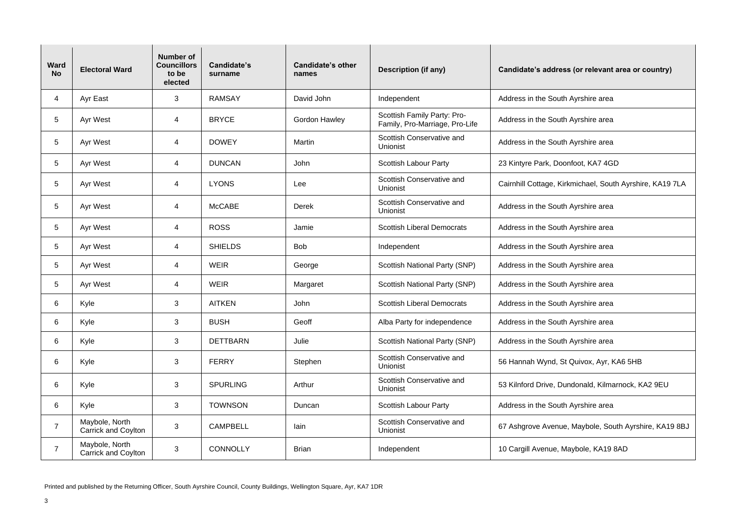| Ward No | Electoral Ward | Number of Councillors to be elected | Candidate's surname | Candidate's other names | Description (if any) | Candidate's address (or relevant area or country) |
|---|---|---|---|---|---|---|
| 4 | Ayr East | 3 | RAMSAY | David John | Independent | Address in the South Ayrshire area |
| 5 | Ayr West | 4 | BRYCE | Gordon Hawley | Scottish Family Party: Pro-Family, Pro-Marriage, Pro-Life | Address in the South Ayrshire area |
| 5 | Ayr West | 4 | DOWEY | Martin | Scottish Conservative and Unionist | Address in the South Ayrshire area |
| 5 | Ayr West | 4 | DUNCAN | John | Scottish Labour Party | 23 Kintyre Park, Doonfoot, KA7 4GD |
| 5 | Ayr West | 4 | LYONS | Lee | Scottish Conservative and Unionist | Cairnhill Cottage, Kirkmichael, South Ayrshire, KA19 7LA |
| 5 | Ayr West | 4 | McCABE | Derek | Scottish Conservative and Unionist | Address in the South Ayrshire area |
| 5 | Ayr West | 4 | ROSS | Jamie | Scottish Liberal Democrats | Address in the South Ayrshire area |
| 5 | Ayr West | 4 | SHIELDS | Bob | Independent | Address in the South Ayrshire area |
| 5 | Ayr West | 4 | WEIR | George | Scottish National Party (SNP) | Address in the South Ayrshire area |
| 5 | Ayr West | 4 | WEIR | Margaret | Scottish National Party (SNP) | Address in the South Ayrshire area |
| 6 | Kyle | 3 | AITKEN | John | Scottish Liberal Democrats | Address in the South Ayrshire area |
| 6 | Kyle | 3 | BUSH | Geoff | Alba Party for independence | Address in the South Ayrshire area |
| 6 | Kyle | 3 | DETTBARN | Julie | Scottish National Party (SNP) | Address in the South Ayrshire area |
| 6 | Kyle | 3 | FERRY | Stephen | Scottish Conservative and Unionist | 56 Hannah Wynd, St Quivox, Ayr, KA6 5HB |
| 6 | Kyle | 3 | SPURLING | Arthur | Scottish Conservative and Unionist | 53 Kilnford Drive, Dundonald, Kilmarnock, KA2 9EU |
| 6 | Kyle | 3 | TOWNSON | Duncan | Scottish Labour Party | Address in the South Ayrshire area |
| 7 | Maybole, North Carrick and Coylton | 3 | CAMPBELL | Iain | Scottish Conservative and Unionist | 67 Ashgrove Avenue, Maybole, South Ayrshire, KA19 8BJ |
| 7 | Maybole, North Carrick and Coylton | 3 | CONNOLLY | Brian | Independent | 10 Cargill Avenue, Maybole, KA19 8AD |

Printed and published by the Returning Officer, South Ayrshire Council, County Buildings, Wellington Square, Ayr, KA7 1DR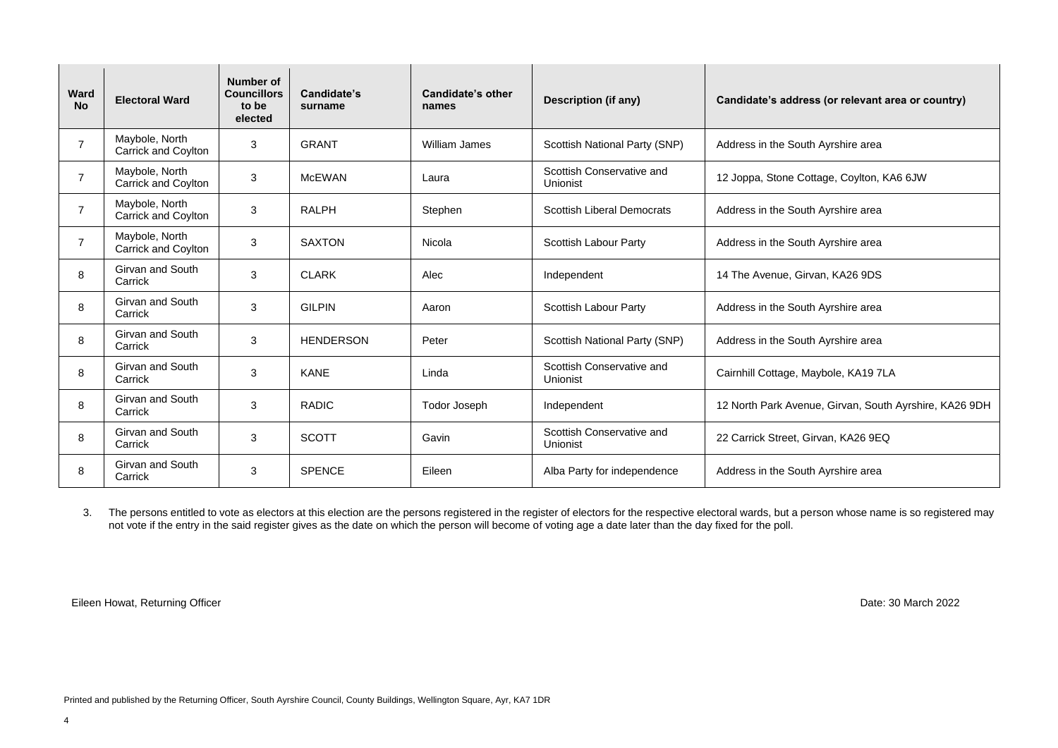| Ward No | Electoral Ward | Number of Councillors to be elected | Candidate's surname | Candidate's other names | Description (if any) | Candidate's address (or relevant area or country) |
|---|---|---|---|---|---|---|
| 7 | Maybole, North Carrick and Coylton | 3 | GRANT | William James | Scottish National Party (SNP) | Address in the South Ayrshire area |
| 7 | Maybole, North Carrick and Coylton | 3 | McEWAN | Laura | Scottish Conservative and Unionist | 12 Joppa, Stone Cottage, Coylton, KA6 6JW |
| 7 | Maybole, North Carrick and Coylton | 3 | RALPH | Stephen | Scottish Liberal Democrats | Address in the South Ayrshire area |
| 7 | Maybole, North Carrick and Coylton | 3 | SAXTON | Nicola | Scottish Labour Party | Address in the South Ayrshire area |
| 8 | Girvan and South Carrick | 3 | CLARK | Alec | Independent | 14 The Avenue, Girvan, KA26 9DS |
| 8 | Girvan and South Carrick | 3 | GILPIN | Aaron | Scottish Labour Party | Address in the South Ayrshire area |
| 8 | Girvan and South Carrick | 3 | HENDERSON | Peter | Scottish National Party (SNP) | Address in the South Ayrshire area |
| 8 | Girvan and South Carrick | 3 | KANE | Linda | Scottish Conservative and Unionist | Cairnhill Cottage, Maybole, KA19 7LA |
| 8 | Girvan and South Carrick | 3 | RADIC | Todor Joseph | Independent | 12 North Park Avenue, Girvan, South Ayrshire, KA26 9DH |
| 8 | Girvan and South Carrick | 3 | SCOTT | Gavin | Scottish Conservative and Unionist | 22 Carrick Street, Girvan, KA26 9EQ |
| 8 | Girvan and South Carrick | 3 | SPENCE | Eileen | Alba Party for independence | Address in the South Ayrshire area |

3. The persons entitled to vote as electors at this election are the persons registered in the register of electors for the respective electoral wards, but a person whose name is so registered may not vote if the entry in the said register gives as the date on which the person will become of voting age a date later than the day fixed for the poll.

Eileen Howat, Returning Officer

Date: 30 March 2022

Printed and published by the Returning Officer, South Ayrshire Council, County Buildings, Wellington Square, Ayr, KA7 1DR